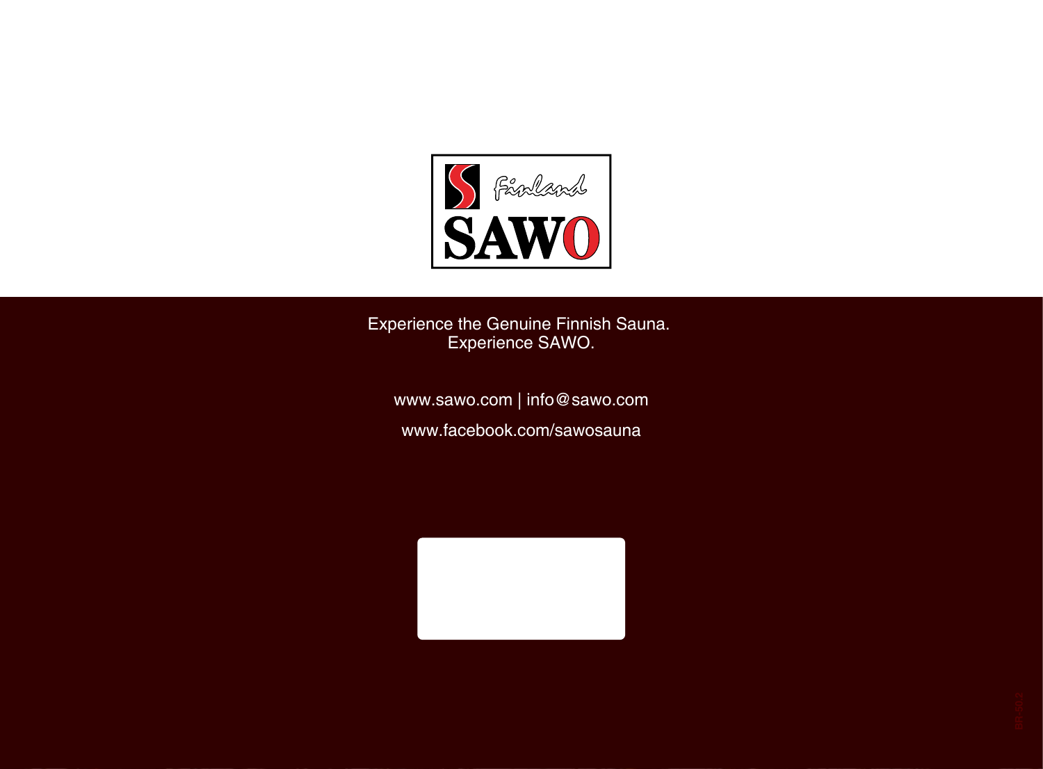Finland

SAWO

Experience the Genuine Finnish Sauna.
Experience SAWO.

www.sawo.com | info@sawo.com

www.facebook.com/sawosauna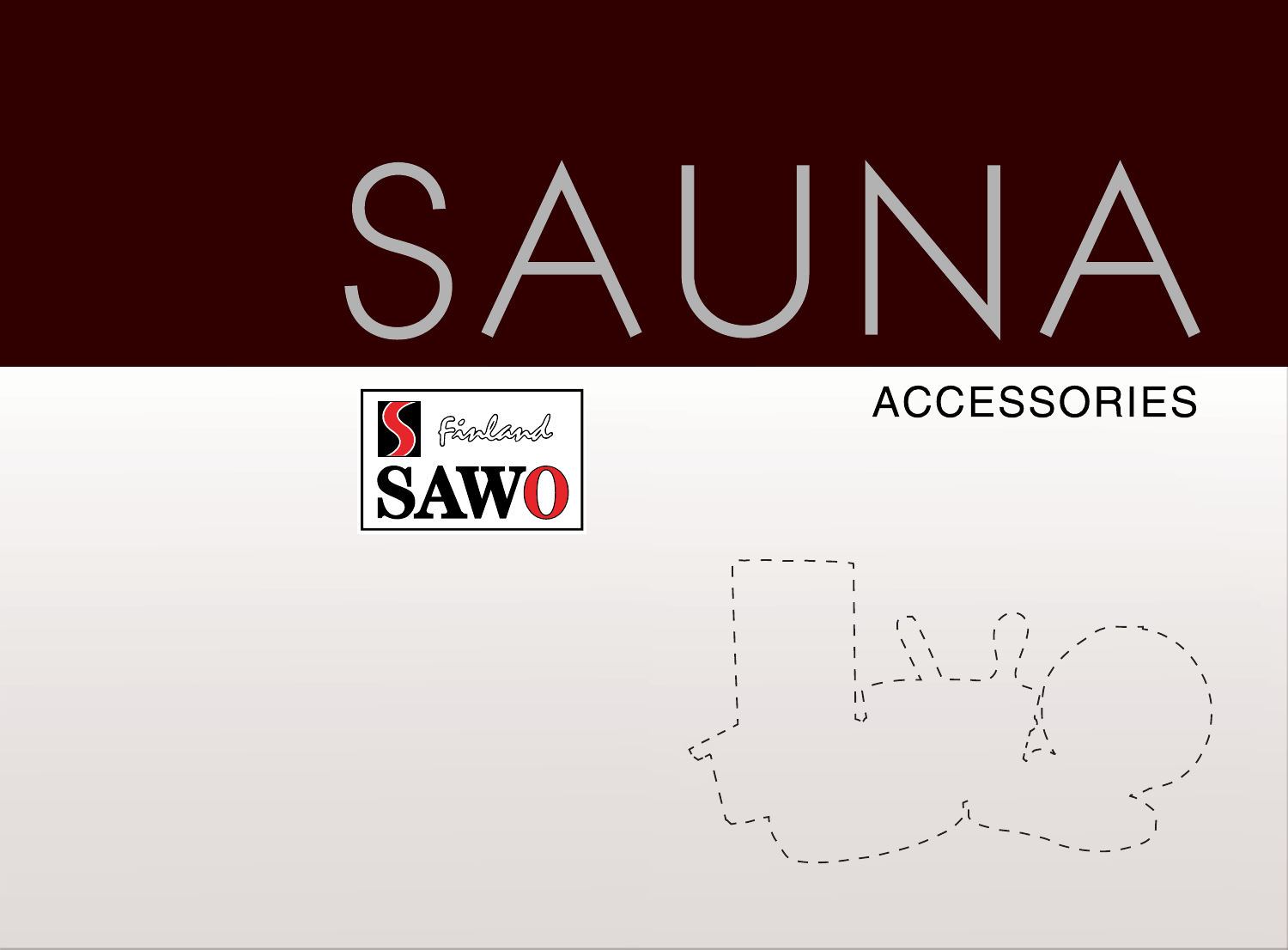# SAUNA

## ACCESSORIES

SAWO Finland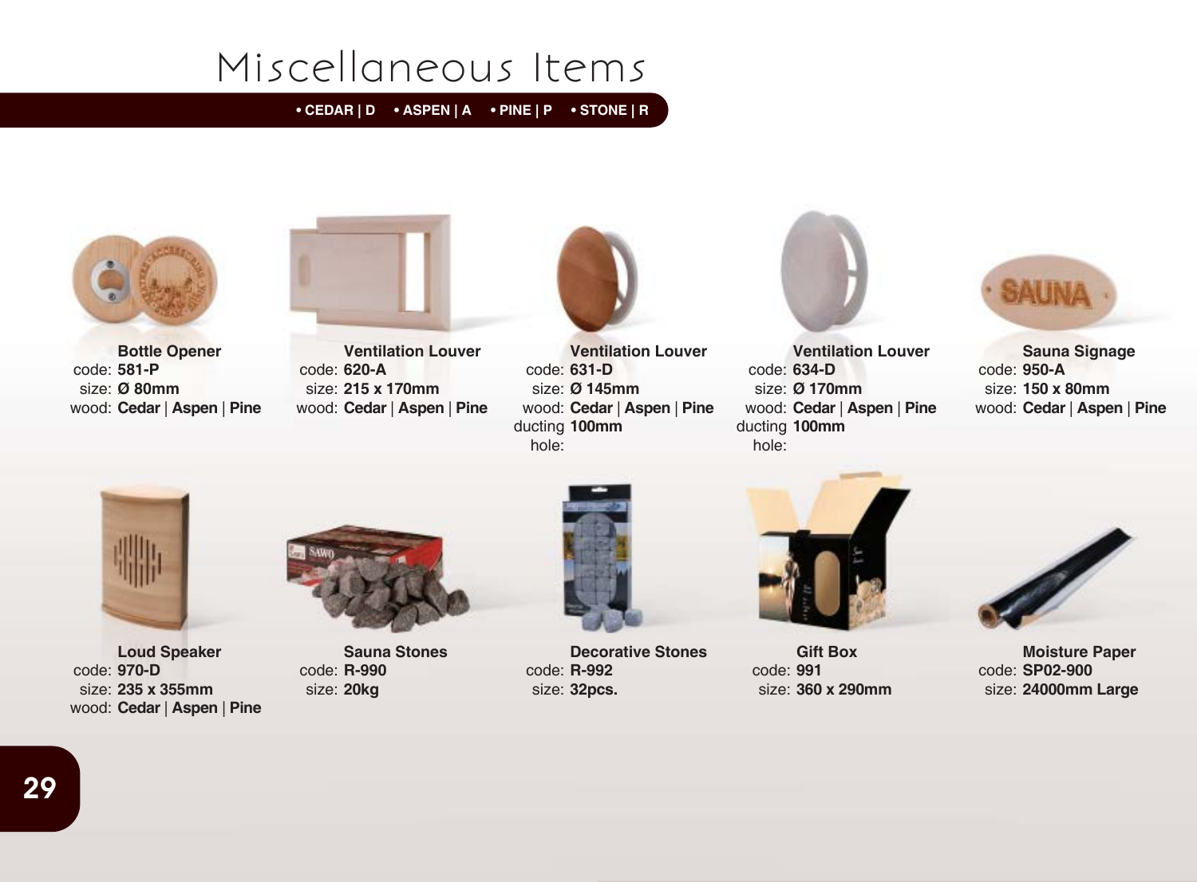# Miscellaneous Items

• CEDAR | D • ASPEN | A • PINE | P • STONE | R

**Bottle Opener**
code: **581-P**
size: **Ø 80mm**
wood: **Cedar** | **Aspen** | **Pine**

**Ventilation Louver**
code: **620-A**
size: **215 x 170mm**
wood: **Cedar** | **Aspen** | **Pine**

**Ventilation Louver**
code: **631-D**
size: **Ø 145mm**
wood: **Cedar** | **Aspen** | **Pine**
ducting hole: **100mm**

**Ventilation Louver**
code: **634-D**
size: **Ø 170mm**
wood: **Cedar** | **Aspen** | **Pine**
ducting hole: **100mm**

**Sauna Signage**
code: **950-A**
size: **150 x 80mm**
wood: **Cedar** | **Aspen** | **Pine**

**Loud Speaker**
code: **970-D**
size: **235 x 355mm**
wood: **Cedar** | **Aspen** | **Pine**

**Sauna Stones**
code: **R-990**
size: **20kg**

**Decorative Stones**
code: **R-992**
size: **32pcs.**

**Gift Box**
code: **991**
size: **360 x 290mm**

**Moisture Paper**
code: **SP02-900**
size: **24000mm Large**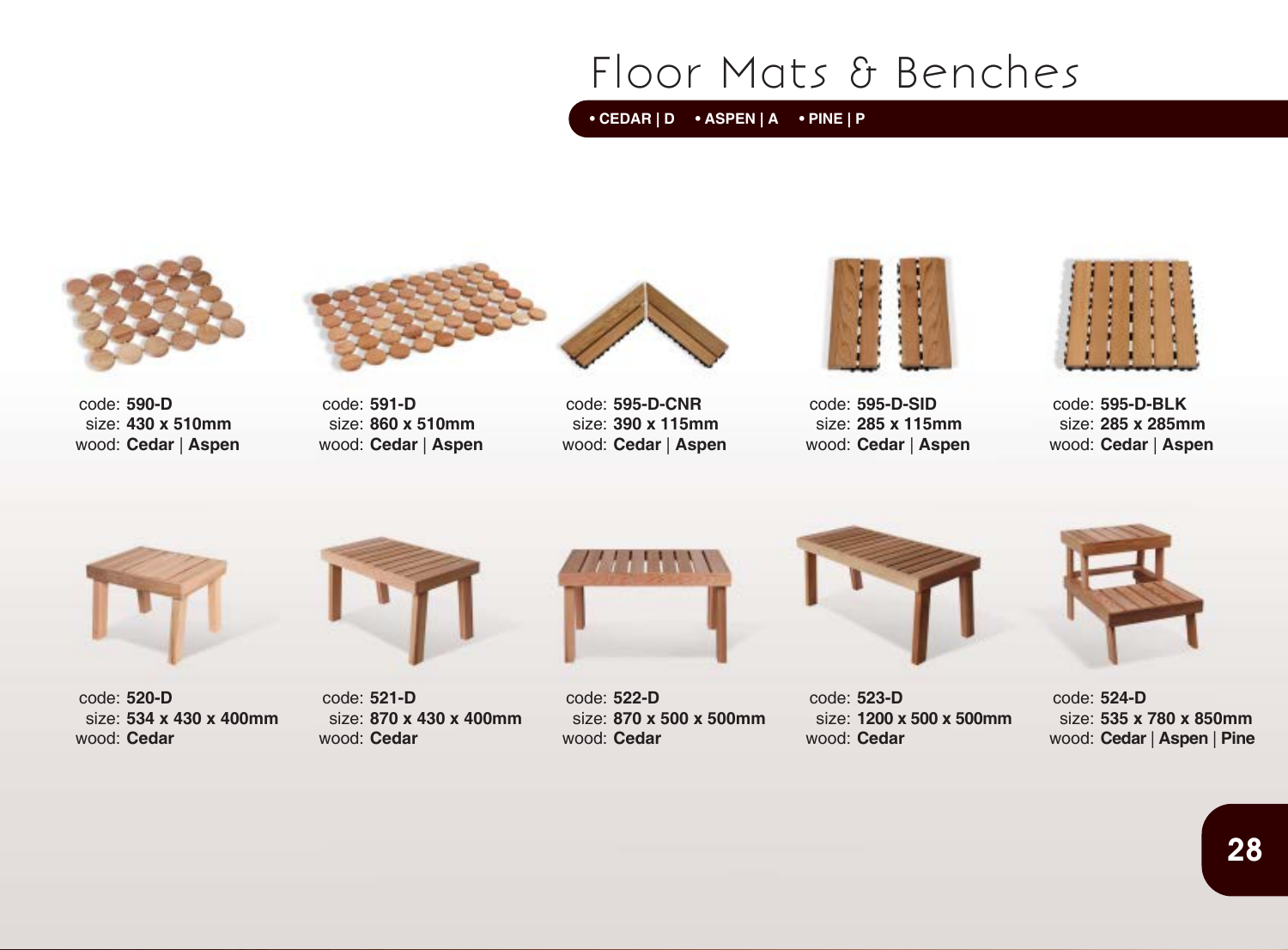# Floor Mats & Benches

• CEDAR | D • ASPEN | A • PINE | P

code: **590-D**
size: **430 x 510mm**
wood: **Cedar** | **Aspen**

code: **591-D**
size: **860 x 510mm**
wood: **Cedar** | **Aspen**

code: **595-D-CNR**
size: **390 x 115mm**
wood: **Cedar** | **Aspen**

code: **595-D-SID**
size: **285 x 115mm**
wood: **Cedar** | **Aspen**

code: **595-D-BLK**
size: **285 x 285mm**
wood: **Cedar** | **Aspen**

code: **520-D**
size: **534 x 430 x 400mm**
wood: **Cedar**

code: **521-D**
size: **870 x 430 x 400mm**
wood: **Cedar**

code: **522-D**
size: **870 x 500 x 500mm**
wood: **Cedar**

code: **523-D**
size: **1200 x 500 x 500mm**
wood: **Cedar**

code: **524-D**
size: **535 x 780 x 850mm**
wood: **Cedar** | **Aspen** | **Pine**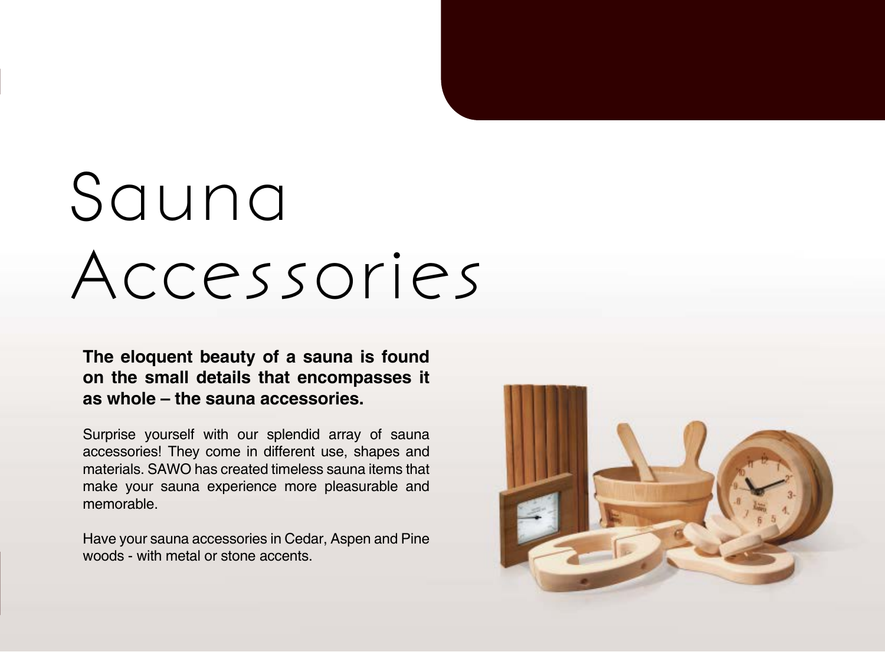# Sauna Accessories

**The eloquent beauty of a sauna is found on the small details that encompasses it as whole – the sauna accessories.**

Surprise yourself with our splendid array of sauna accessories! They come in different use, shapes and materials. SAWO has created timeless sauna items that make your sauna experience more pleasurable and memorable.

Have your sauna accessories in Cedar, Aspen and Pine woods - with metal or stone accents.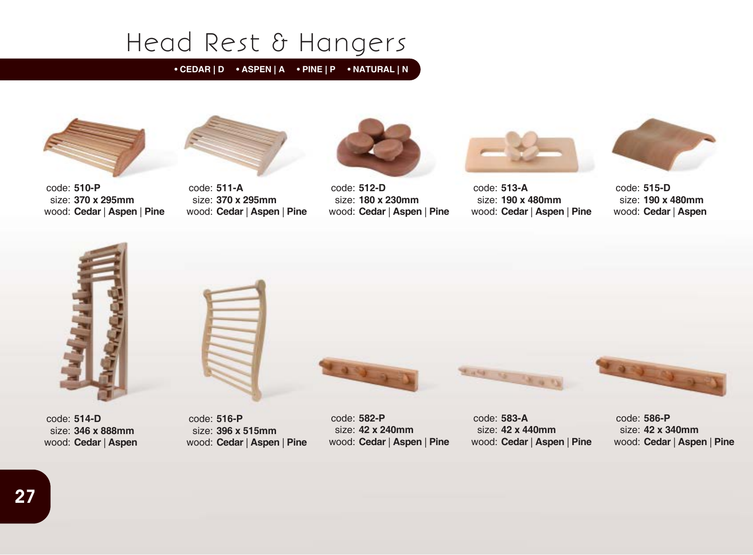# Head Rest & Hangers

**• CEDAR | D • ASPEN | A • PINE | P • NATURAL | N**

code: **510-P**
size: **370 x 295mm**
wood: **Cedar** | **Aspen** | **Pine**

code: **511-A**
size: **370 x 295mm**
wood: **Cedar** | **Aspen** | **Pine**

code: **512-D**
size: **180 x 230mm**
wood: **Cedar** | **Aspen** | **Pine**

code: **513-A**
size: **190 x 480mm**
wood: **Cedar** | **Aspen** | **Pine**

code: **515-D**
size: **190 x 480mm**
wood: **Cedar** | **Aspen**

code: **514-D**
size: **346 x 888mm**
wood: **Cedar** | **Aspen**

code: **516-P**
size: **396 x 515mm**
wood: **Cedar** | **Aspen** | **Pine**

code: **582-P**
size: **42 x 240mm**
wood: **Cedar** | **Aspen** | **Pine**

code: **583-A**
size: **42 x 440mm**
wood: **Cedar** | **Aspen** | **Pine**

code: **586-P**
size: **42 x 340mm**
wood: **Cedar** | **Aspen** | **Pine**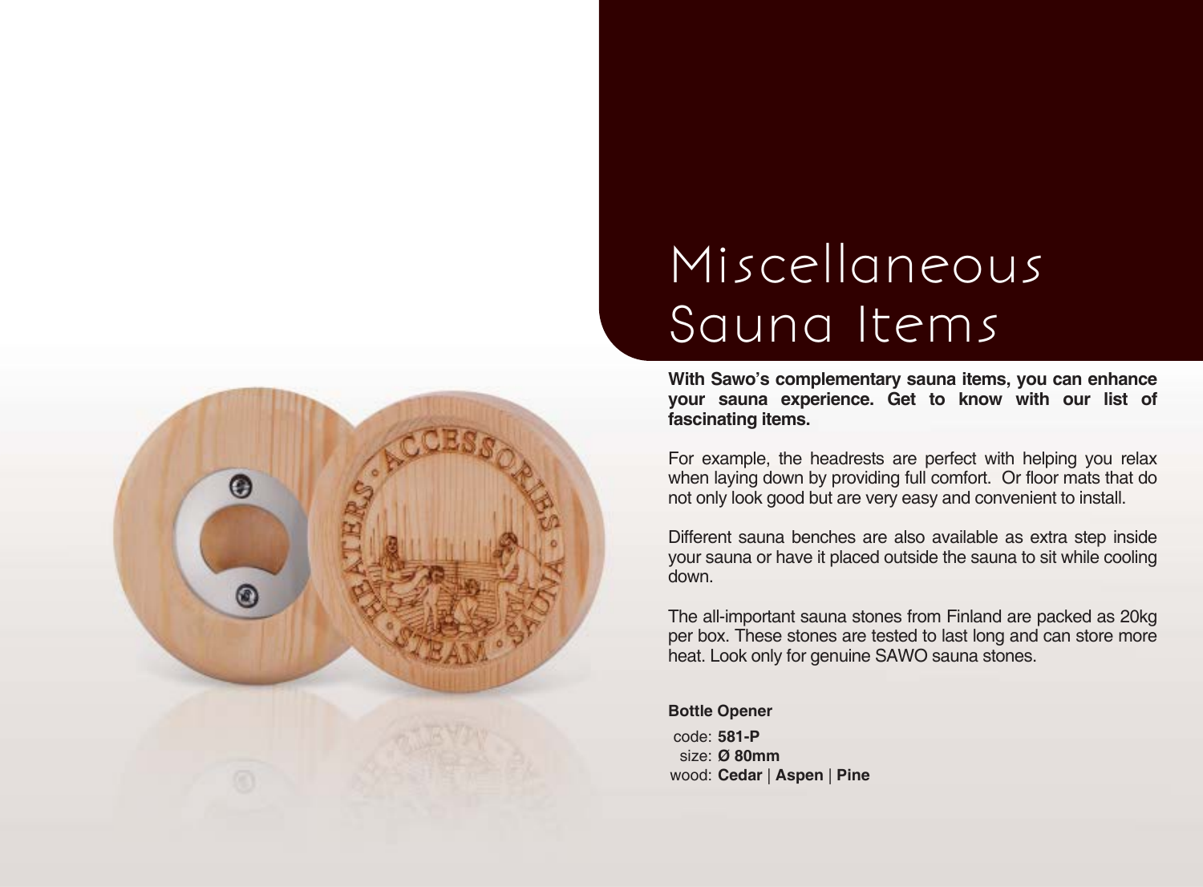# Miscellaneous Sauna Items

**With Sawo's complementary sauna items, you can enhance your sauna experience. Get to know with our list of fascinating items.**

For example, the headrests are perfect with helping you relax when laying down by providing full comfort. Or floor mats that do not only look good but are very easy and convenient to install.

Different sauna benches are also available as extra step inside your sauna or have it placed outside the sauna to sit while cooling down.

The all-important sauna stones from Finland are packed as 20kg per box. These stones are tested to last long and can store more heat. Look only for genuine SAWO sauna stones.

**Bottle Opener**

code: **581-P**
size: **Ø 80mm**
wood: **Cedar** | **Aspen** | **Pine**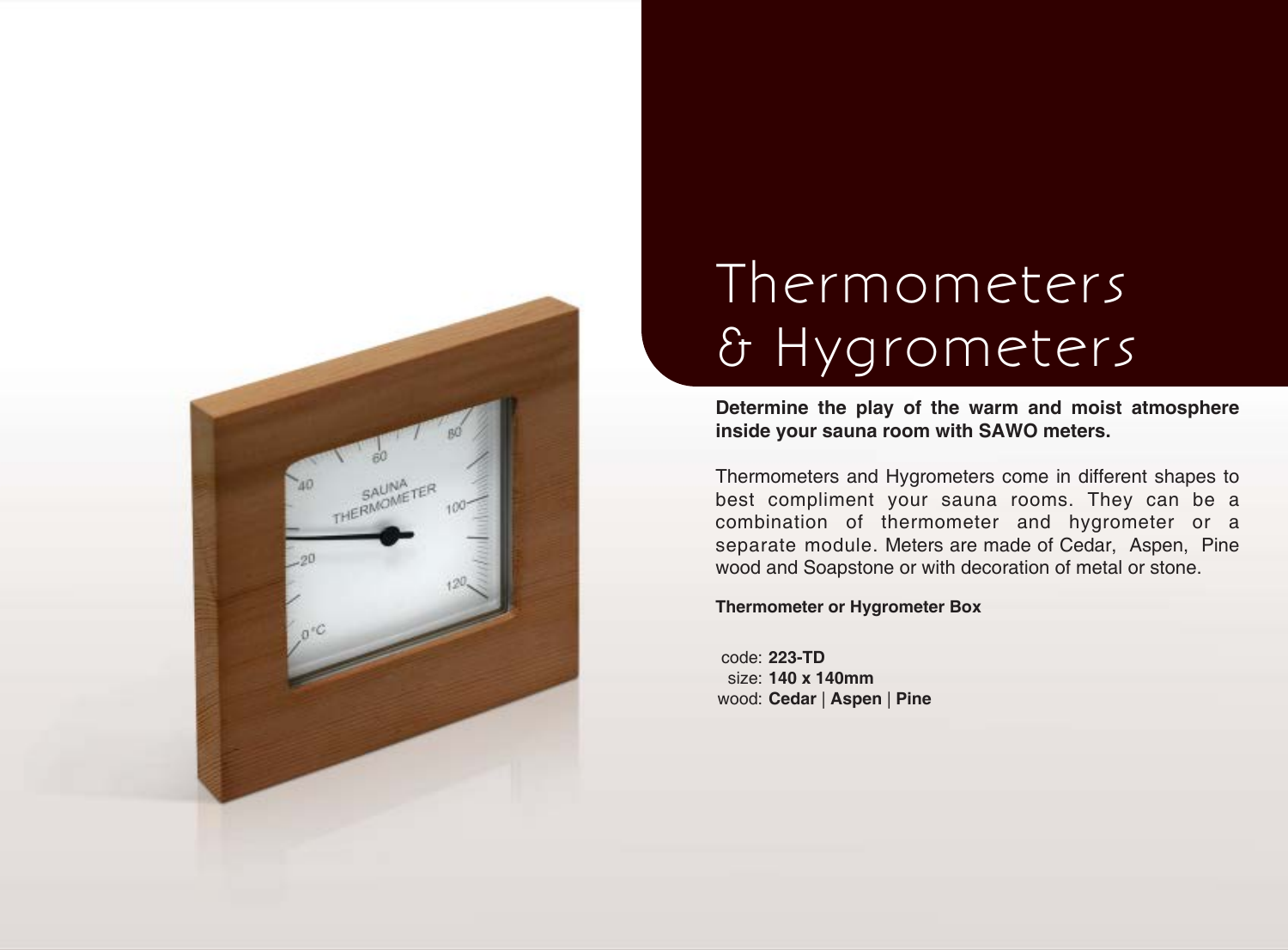# Thermometers & Hygrometers

**Determine the play of the warm and moist atmosphere inside your sauna room with SAWO meters.**

Thermometers and Hygrometers come in different shapes to best compliment your sauna rooms. They can be a combination of thermometer and hygrometer or a separate module. Meters are made of Cedar, Aspen, Pine wood and Soapstone or with decoration of metal or stone.

**Thermometer or Hygrometer Box**

code: **223-TD**
size: **140 x 140mm**
wood: **Cedar** | **Aspen** | **Pine**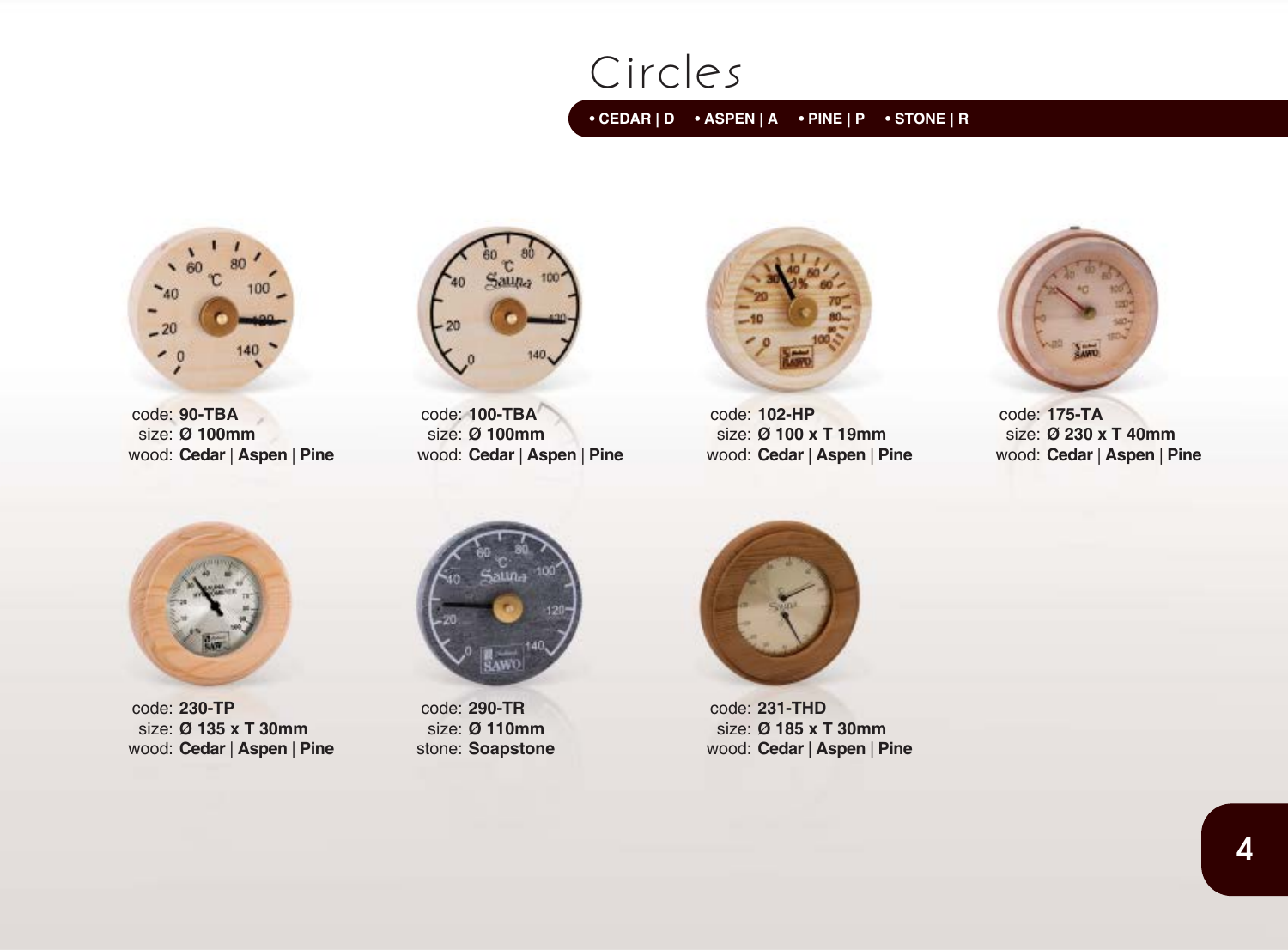# Circles

• CEDAR | D • ASPEN | A • PINE | P • STONE | R

code: **90-TBA**
size: **Ø 100mm**
wood: **Cedar** | **Aspen** | **Pine**

code: **100-TBA**
size: **Ø 100mm**
wood: **Cedar** | **Aspen** | **Pine**

code: **102-HP**
size: **Ø 100 x T 19mm**
wood: **Cedar** | **Aspen** | **Pine**

code: **175-TA**
size: **Ø 230 x T 40mm**
wood: **Cedar** | **Aspen** | **Pine**

code: **230-TP**
size: **Ø 135 x T 30mm**
wood: **Cedar** | **Aspen** | **Pine**

code: **290-TR**
size: **Ø 110mm**
stone: **Soapstone**

code: **231-THD**
size: **Ø 185 x T 30mm**
wood: **Cedar** | **Aspen** | **Pine**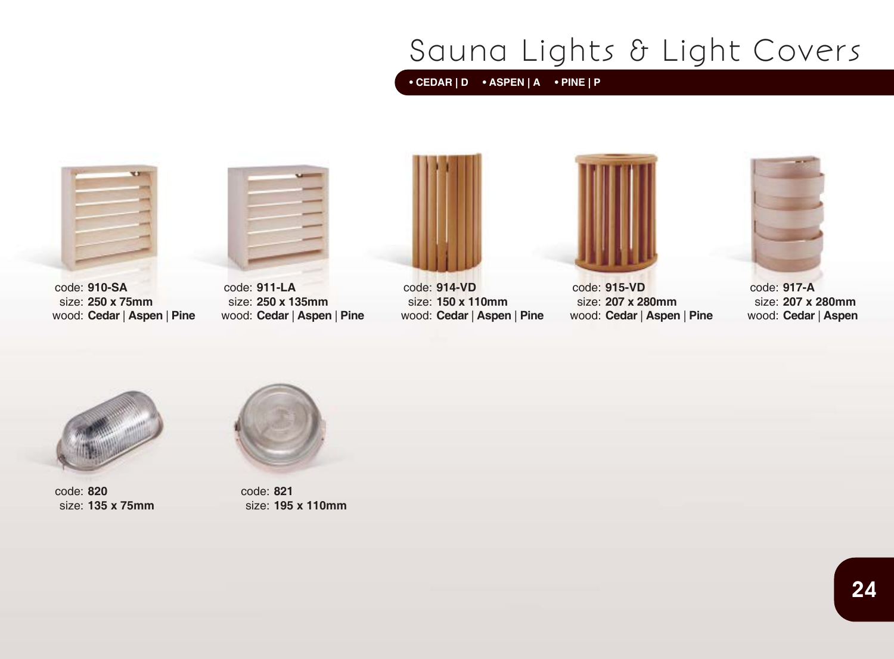# Sauna Lights & Light Covers

**• CEDAR | D** **• ASPEN | A** **• PINE | P**

code: **910-SA**
size: **250 x 75mm**
wood: **Cedar** | **Aspen** | **Pine**

code: **911-LA**
size: **250 x 135mm**
wood: **Cedar** | **Aspen** | **Pine**

code: **914-VD**
size: **150 x 110mm**
wood: **Cedar** | **Aspen** | **Pine**

code: **915-VD**
size: **207 x 280mm**
wood: **Cedar** | **Aspen** | **Pine**

code: **917-A**
size: **207 x 280mm**
wood: **Cedar** | **Aspen**

code: **820**
size: **135 x 75mm**

code: **821**
size: **195 x 110mm**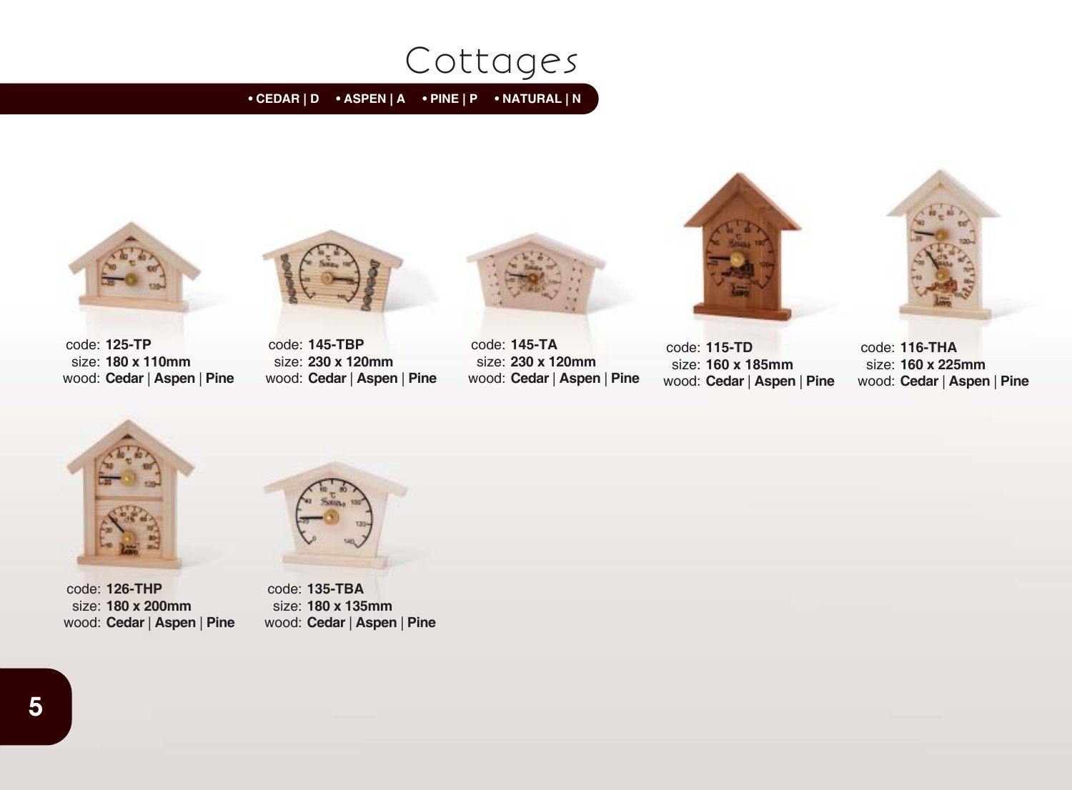# Cottages

**• CEDAR | D • ASPEN | A • PINE | P • NATURAL | N**

code: **125-TP**
size: **180 x 110mm**
wood: **Cedar** | **Aspen** | **Pine**

code: **145-TBP**
size: **230 x 120mm**
wood: **Cedar** | **Aspen** | **Pine**

code: **145-TA**
size: **230 x 120mm**
wood: **Cedar** | **Aspen** | **Pine**

code: **115-TD**
size: **160 x 185mm**
wood: **Cedar** | **Aspen** | **Pine**

code: **116-THA**
size: **160 x 225mm**
wood: **Cedar** | **Aspen** | **Pine**

code: **126-THP**
size: **180 x 200mm**
wood: **Cedar** | **Aspen** | **Pine**

code: **135-TBA**
size: **180 x 135mm**
wood: **Cedar** | **Aspen** | **Pine**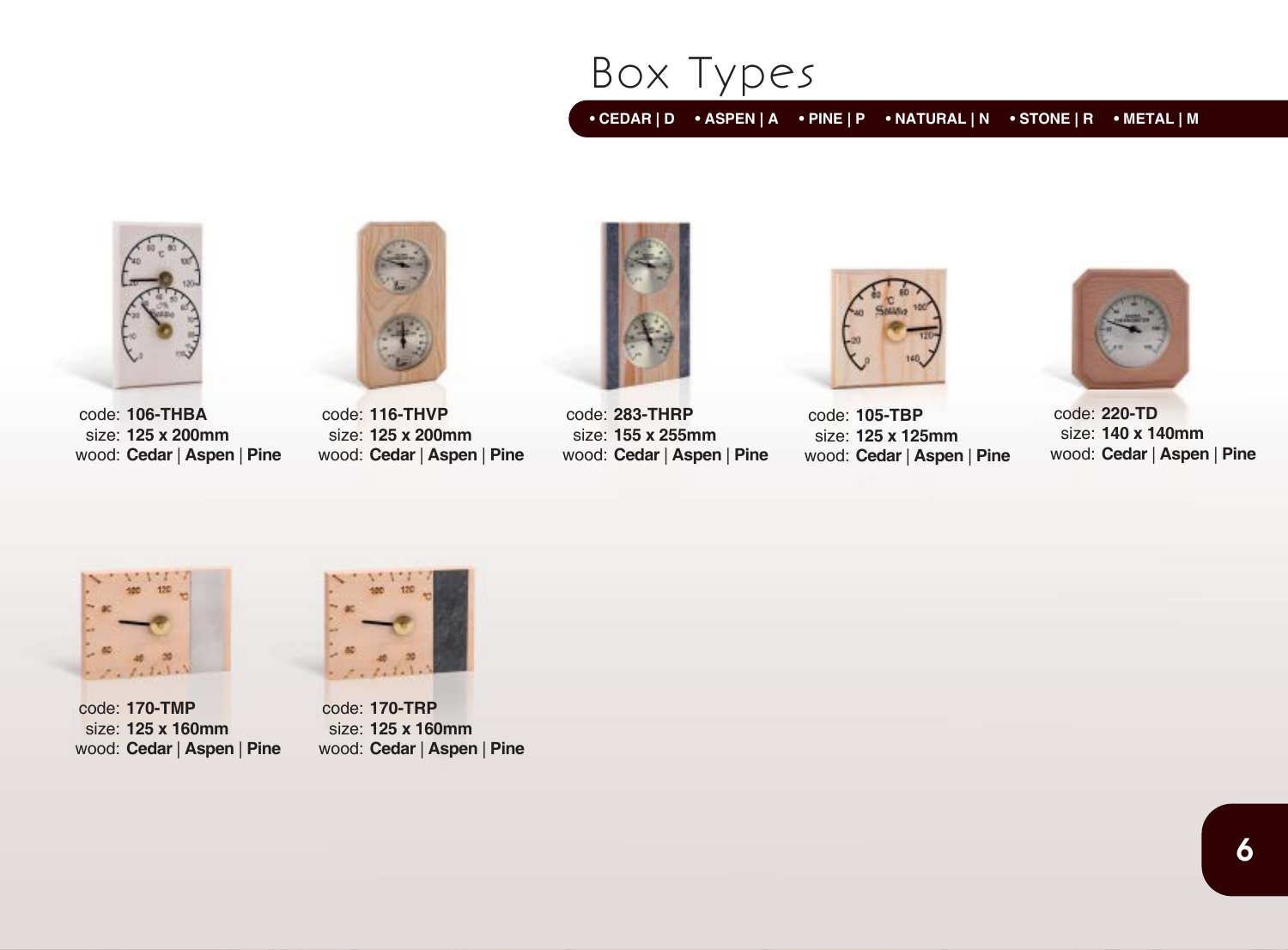# Box Types

• CEDAR | D • ASPEN | A • PINE | P • NATURAL | N • STONE | R • METAL | M

code: **106-THBA**
size: **125 x 200mm**
wood: **Cedar** | **Aspen** | **Pine**

code: **116-THVP**
size: **125 x 200mm**
wood: **Cedar** | **Aspen** | **Pine**

code: **283-THRP**
size: **155 x 255mm**
wood: **Cedar** | **Aspen** | **Pine**

code: **105-TBP**
size: **125 x 125mm**
wood: **Cedar** | **Aspen** | **Pine**

code: **220-TD**
size: **140 x 140mm**
wood: **Cedar** | **Aspen** | **Pine**

code: **170-TMP**
size: **125 x 160mm**
wood: **Cedar** | **Aspen** | **Pine**

code: **170-TRP**
size: **125 x 160mm**
wood: **Cedar** | **Aspen** | **Pine**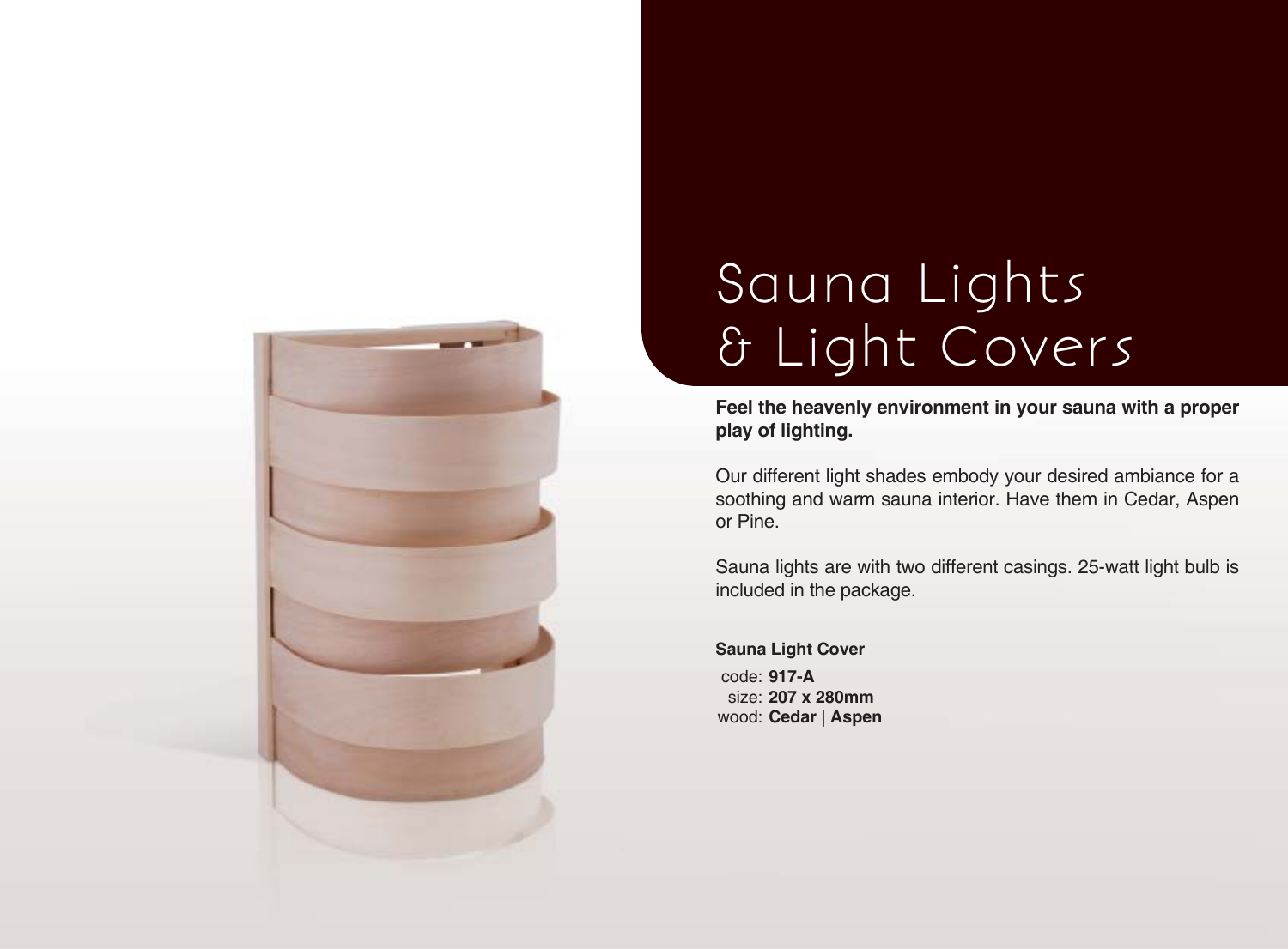# Sauna Lights & Light Covers

**Feel the heavenly environment in your sauna with a proper play of lighting.**

Our different light shades embody your desired ambiance for a soothing and warm sauna interior. Have them in Cedar, Aspen or Pine.

Sauna lights are with two different casings. 25-watt light bulb is included in the package.

**Sauna Light Cover**

code: **917-A**
size: **207 x 280mm**
wood: **Cedar** | **Aspen**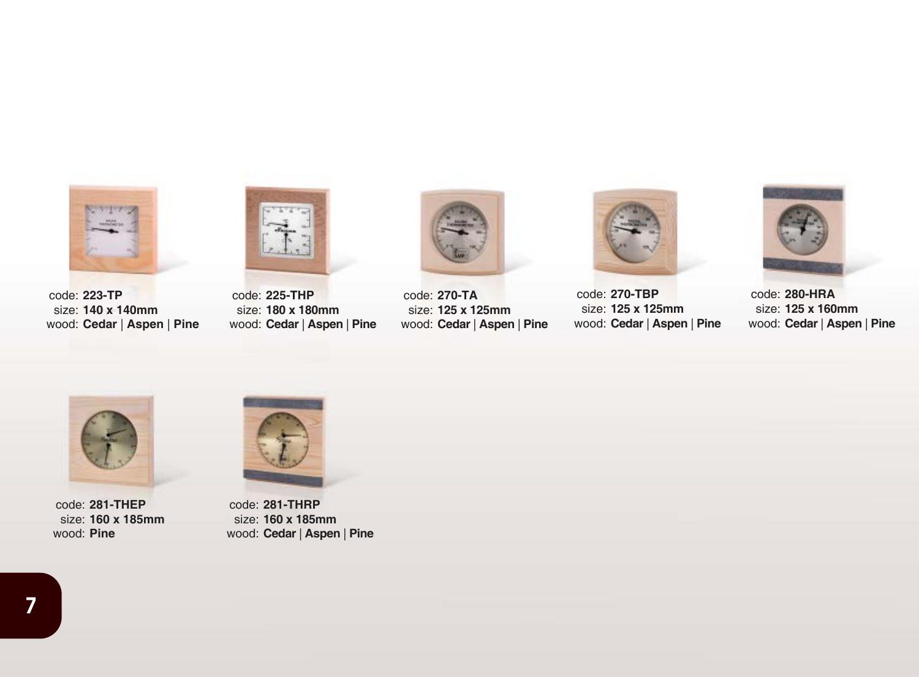code: **223-TP**
size: **140 x 140mm**
wood: **Cedar** | **Aspen** | **Pine**

code: **225-THP**
size: **180 x 180mm**
wood: **Cedar** | **Aspen** | **Pine**

code: **270-TA**
size: **125 x 125mm**
wood: **Cedar** | **Aspen** | **Pine**

code: **270-TBP**
size: **125 x 125mm**
wood: **Cedar** | **Aspen** | **Pine**

code: **280-HRA**
size: **125 x 160mm**
wood: **Cedar** | **Aspen** | **Pine**

code: **281-THEP**
size: **160 x 185mm**
wood: **Pine**

code: **281-THRP**
size: **160 x 185mm**
wood: **Cedar** | **Aspen** | **Pine**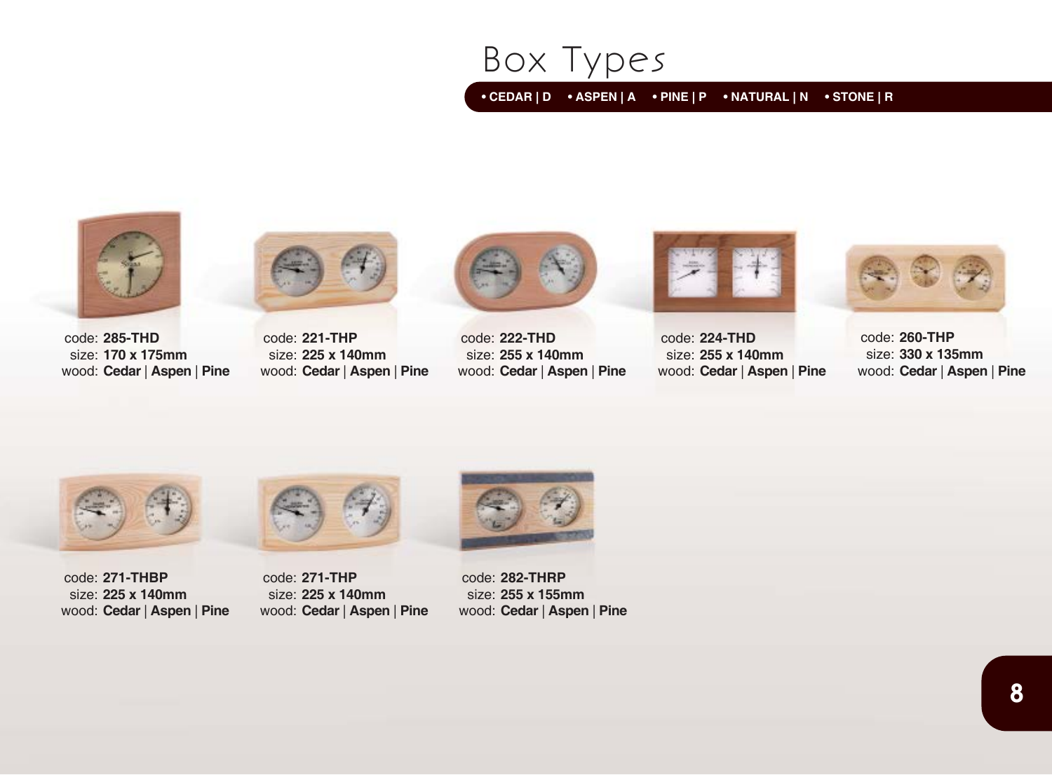# Box Types

• CEDAR | D • ASPEN | A • PINE | P • NATURAL | N • STONE | R

code: **285-THD**
size: **170 x 175mm**
wood: **Cedar** | **Aspen** | **Pine**

code: **221-THP**
size: **225 x 140mm**
wood: **Cedar** | **Aspen** | **Pine**

code: **222-THD**
size: **255 x 140mm**
wood: **Cedar** | **Aspen** | **Pine**

code: **224-THD**
size: **255 x 140mm**
wood: **Cedar** | **Aspen** | **Pine**

code: **260-THP**
size: **330 x 135mm**
wood: **Cedar** | **Aspen** | **Pine**

code: **271-THBP**
size: **225 x 140mm**
wood: **Cedar** | **Aspen** | **Pine**

code: **271-THP**
size: **225 x 140mm**
wood: **Cedar** | **Aspen** | **Pine**

code: **282-THRP**
size: **255 x 155mm**
wood: **Cedar** | **Aspen** | **Pine**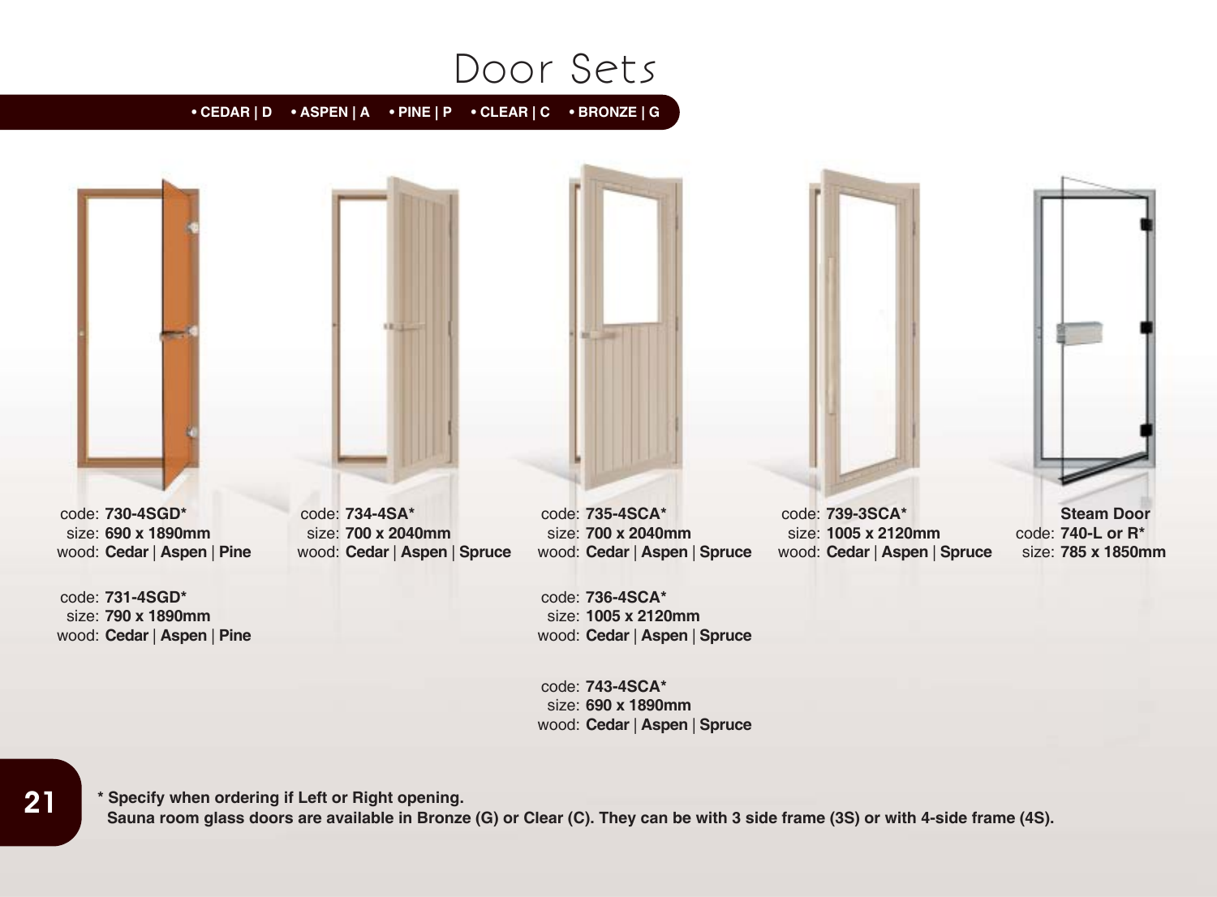# Door Sets

• **CEDAR | D** • **ASPEN | A** • **PINE | P** • **CLEAR | C** • **BRONZE | G**

code: **730-4SGD***
size: **690 x 1890mm**
wood: **Cedar** | **Aspen** | **Pine**

code: **731-4SGD***
size: **790 x 1890mm**
wood: **Cedar** | **Aspen** | **Pine**

code: **734-4SA***
size: **700 x 2040mm**
wood: **Cedar** | **Aspen** | **Spruce**

code: **735-4SCA***
size: **700 x 2040mm**
wood: **Cedar** | **Aspen** | **Spruce**

code: **736-4SCA***
size: **1005 x 2120mm**
wood: **Cedar** | **Aspen** | **Spruce**

code: **743-4SCA***
size: **690 x 1890mm**
wood: **Cedar** | **Aspen** | **Spruce**

code: **739-3SCA***
size: **1005 x 2120mm**
wood: **Cedar** | **Aspen** | **Spruce**

**Steam Door**
code: **740-L or R***
size: **785 x 1850mm**

**\* Specify when ordering if Left or Right opening.**
**Sauna room glass doors are available in Bronze (G) or Clear (C). They can be with 3 side frame (3S) or with 4-side frame (4S).**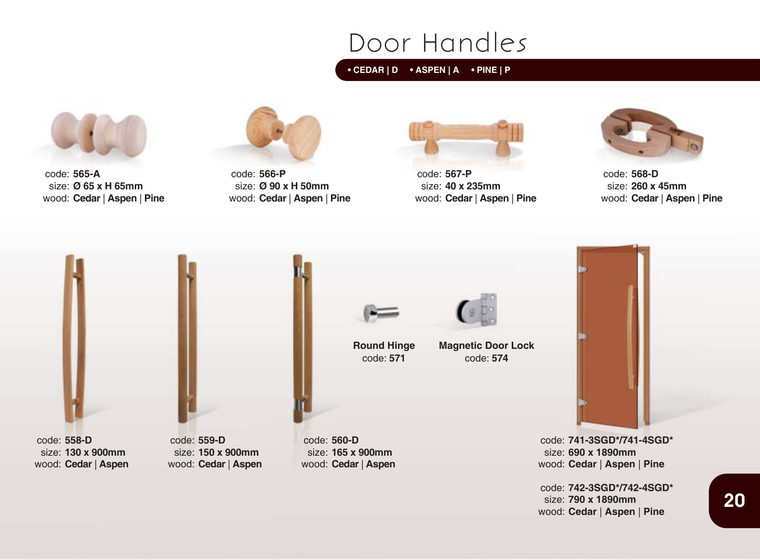# Door Handles

• **CEDAR | D** • **ASPEN | A** • **PINE | P**

code: **565-A**
size: **Ø 65 x H 65mm**
wood: **Cedar** | **Aspen** | **Pine**

code: **566-P**
size: **Ø 90 x H 50mm**
wood: **Cedar** | **Aspen** | **Pine**

code: **567-P**
size: **40 x 235mm**
wood: **Cedar** | **Aspen** | **Pine**

code: **568-D**
size: **260 x 45mm**
wood: **Cedar** | **Aspen** | **Pine**

code: **558-D**
size: **130 x 900mm**
wood: **Cedar** | **Aspen**

code: **559-D**
size: **150 x 900mm**
wood: **Cedar** | **Aspen**

code: **560-D**
size: **165 x 900mm**
wood: **Cedar** | **Aspen**

**Round Hinge**
code: **571**

**Magnetic Door Lock**
code: **574**

code: **741-3SGD*/741-4SGD***
size: **690 x 1890mm**
wood: **Cedar** | **Aspen** | **Pine**

code: **742-3SGD*/742-4SGD***
size: **790 x 1890mm**
wood: **Cedar** | **Aspen** | **Pine**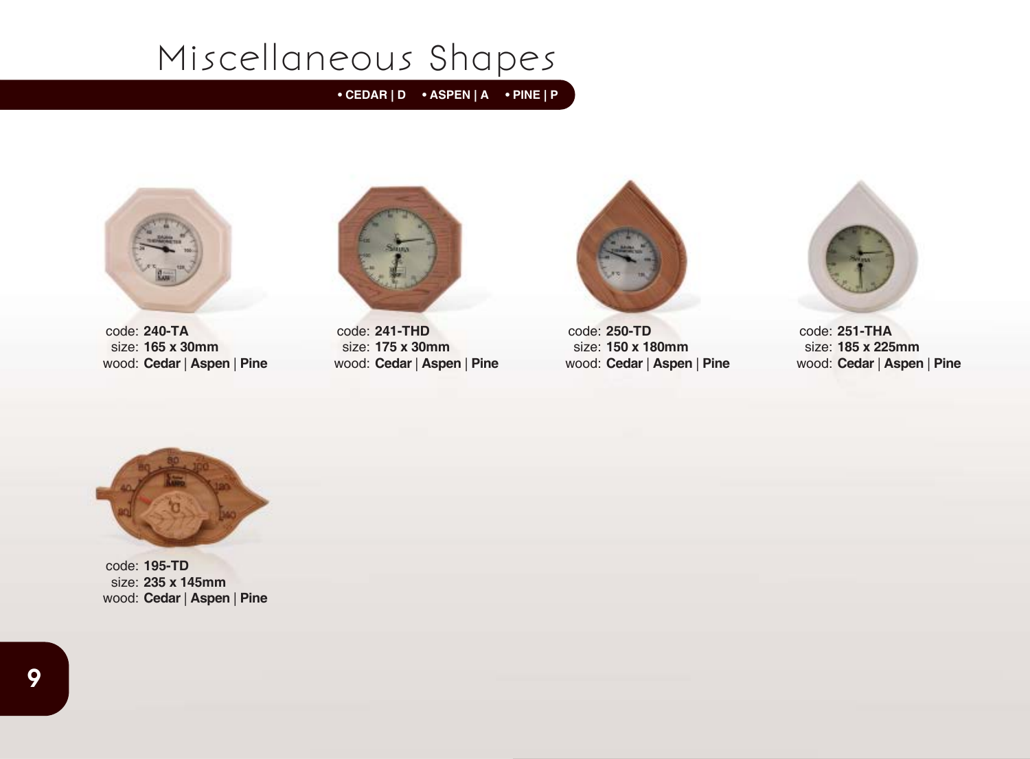# Miscellaneous Shapes

• CEDAR | D • ASPEN | A • PINE | P

code: **240-TA**
size: **165 x 30mm**
wood: **Cedar** | **Aspen** | **Pine**

code: **241-THD**
size: **175 x 30mm**
wood: **Cedar** | **Aspen** | **Pine**

code: **250-TD**
size: **150 x 180mm**
wood: **Cedar** | **Aspen** | **Pine**

code: **251-THA**
size: **185 x 225mm**
wood: **Cedar** | **Aspen** | **Pine**

code: **195-TD**
size: **235 x 145mm**
wood: **Cedar** | **Aspen** | **Pine**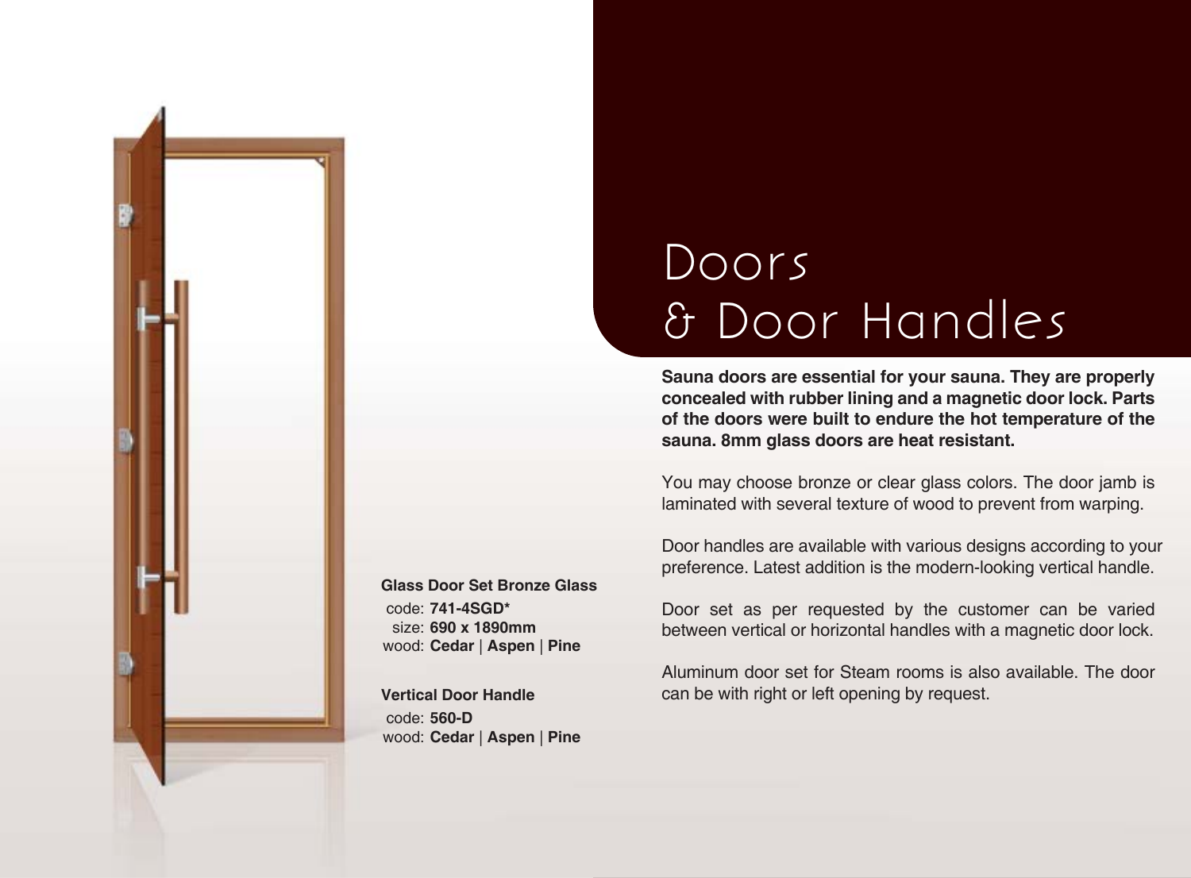# Doors & Door Handles

**Sauna doors are essential for your sauna. They are properly concealed with rubber lining and a magnetic door lock. Parts of the doors were built to endure the hot temperature of the sauna. 8mm glass doors are heat resistant.**

You may choose bronze or clear glass colors. The door jamb is laminated with several texture of wood to prevent from warping.

Door handles are available with various designs according to your preference. Latest addition is the modern-looking vertical handle.

Door set as per requested by the customer can be varied between vertical or horizontal handles with a magnetic door lock.

Aluminum door set for Steam rooms is also available. The door can be with right or left opening by request.

**Glass Door Set Bronze Glass**

code: **741-4SGD***
size: **690 x 1890mm**
wood: **Cedar** | **Aspen** | **Pine**

**Vertical Door Handle**

code: **560-D**
wood: **Cedar** | **Aspen** | **Pine**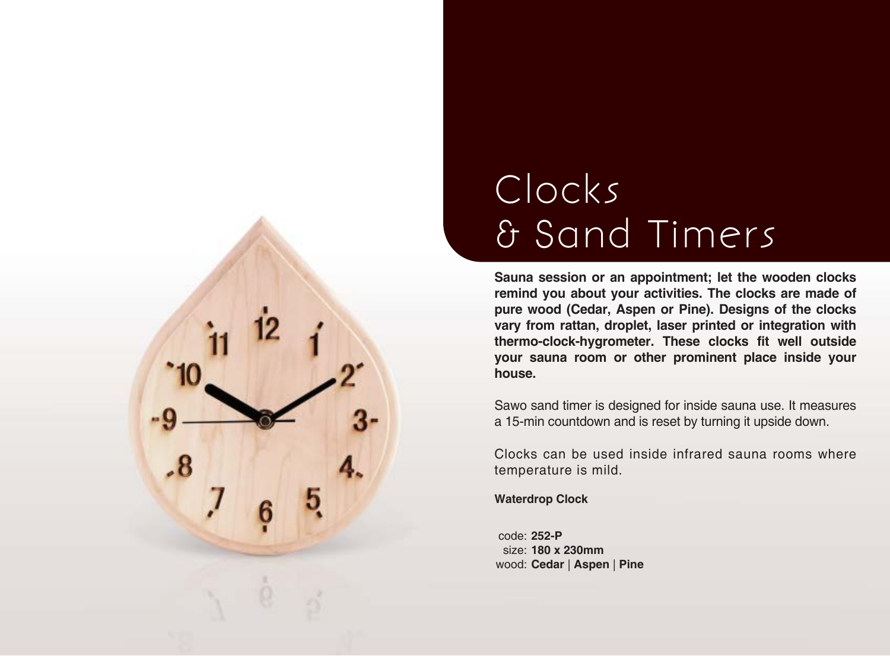# Clocks & Sand Timers

**Sauna session or an appointment; let the wooden clocks remind you about your activities. The clocks are made of pure wood (Cedar, Aspen or Pine). Designs of the clocks vary from rattan, droplet, laser printed or integration with thermo-clock-hygrometer. These clocks fit well outside your sauna room or other prominent place inside your house.**

Sawo sand timer is designed for inside sauna use. It measures a 15-min countdown and is reset by turning it upside down.

Clocks can be used inside infrared sauna rooms where temperature is mild.

**Waterdrop Clock**

code: **252-P**
size: **180 x 230mm**
wood: **Cedar** | **Aspen** | **Pine**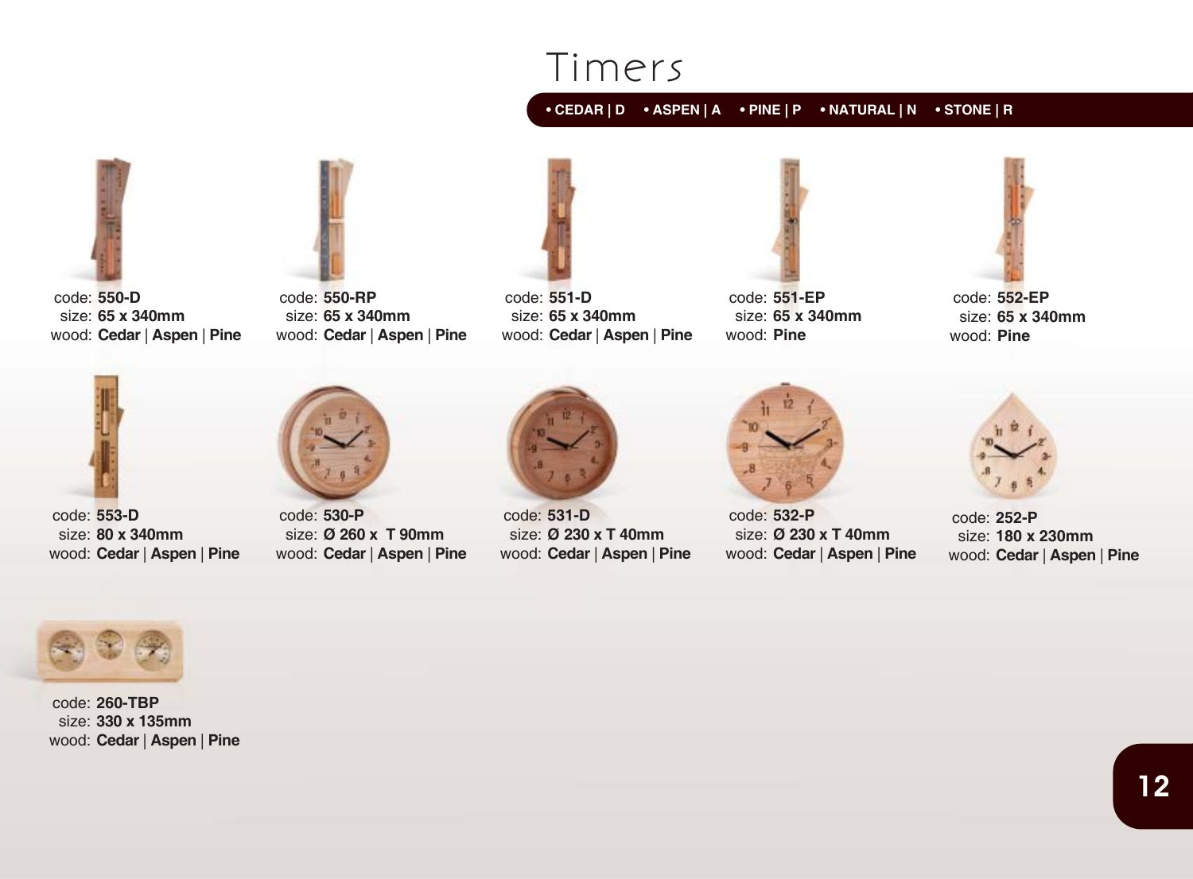# Timers

• CEDAR | D • ASPEN | A • PINE | P • NATURAL | N • STONE | R

code: **550-D**
size: **65 x 340mm**
wood: **Cedar** | **Aspen** | **Pine**

code: **550-RP**
size: **65 x 340mm**
wood: **Cedar** | **Aspen** | **Pine**

code: **551-D**
size: **65 x 340mm**
wood: **Cedar** | **Aspen** | **Pine**

code: **551-EP**
size: **65 x 340mm**
wood: **Pine**

code: **552-EP**
size: **65 x 340mm**
wood: **Pine**

code: **553-D**
size: **80 x 340mm**
wood: **Cedar** | **Aspen** | **Pine**

code: **530-P**
size: **Ø 260 x T 90mm**
wood: **Cedar** | **Aspen** | **Pine**

code: **531-D**
size: **Ø 230 x T 40mm**
wood: **Cedar** | **Aspen** | **Pine**

code: **532-P**
size: **Ø 230 x T 40mm**
wood: **Cedar** | **Aspen** | **Pine**

code: **252-P**
size: **180 x 230mm**
wood: **Cedar** | **Aspen** | **Pine**

code: **260-TBP**
size: **330 x 135mm**
wood: **Cedar** | **Aspen** | **Pine**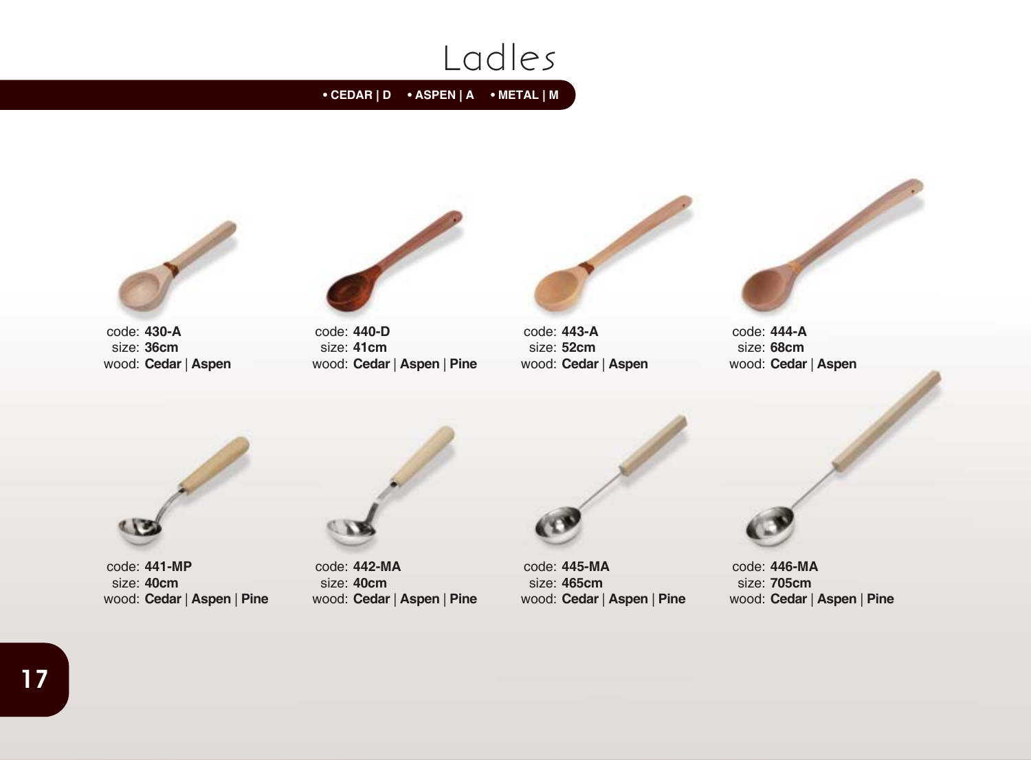# Ladles

• CEDAR | D • ASPEN | A • METAL | M

code: **430-A**
size: **36cm**
wood: **Cedar** | **Aspen**

code: **440-D**
size: **41cm**
wood: **Cedar** | **Aspen** | **Pine**

code: **443-A**
size: **52cm**
wood: **Cedar** | **Aspen**

code: **444-A**
size: **68cm**
wood: **Cedar** | **Aspen**

code: **441-MP**
size: **40cm**
wood: **Cedar** | **Aspen** | **Pine**

code: **442-MA**
size: **40cm**
wood: **Cedar** | **Aspen** | **Pine**

code: **445-MA**
size: **465cm**
wood: **Cedar** | **Aspen** | **Pine**

code: **446-MA**
size: **705cm**
wood: **Cedar** | **Aspen** | **Pine**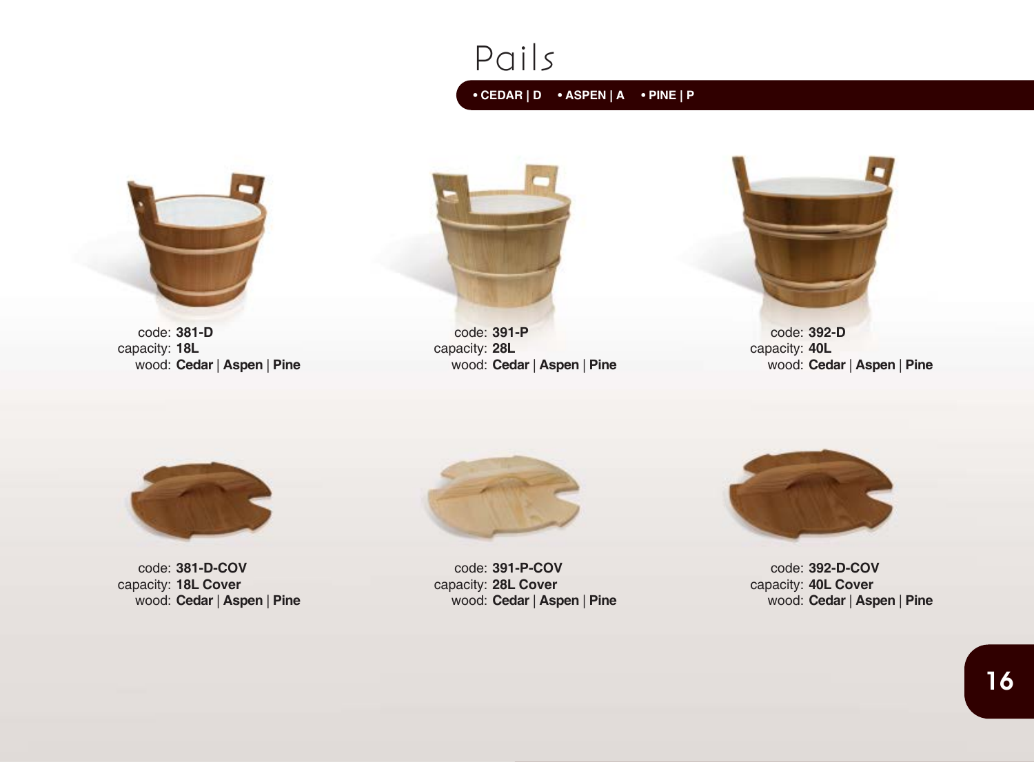# Pails

• CEDAR | D • ASPEN | A • PINE | P

code: **381-D**
capacity: **18L**
wood: **Cedar** | **Aspen** | **Pine**

code: **391-P**
capacity: **28L**
wood: **Cedar** | **Aspen** | **Pine**

code: **392-D**
capacity: **40L**
wood: **Cedar** | **Aspen** | **Pine**

code: **381-D-COV**
capacity: **18L Cover**
wood: **Cedar** | **Aspen** | **Pine**

code: **391-P-COV**
capacity: **28L Cover**
wood: **Cedar** | **Aspen** | **Pine**

code: **392-D-COV**
capacity: **40L Cover**
wood: **Cedar** | **Aspen** | **Pine**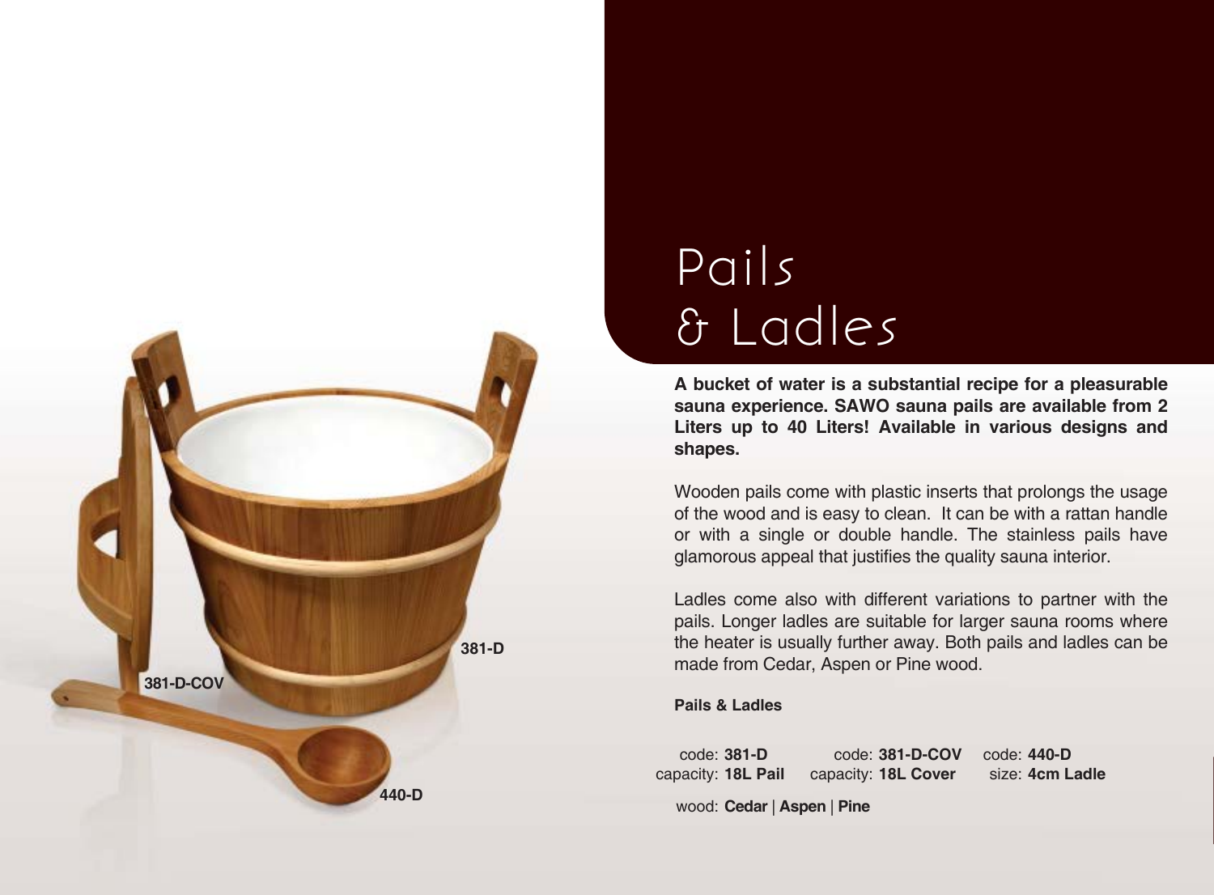# Pails & Ladles

**A bucket of water is a substantial recipe for a pleasurable sauna experience. SAWO sauna pails are available from 2 Liters up to 40 Liters! Available in various designs and shapes.**

Wooden pails come with plastic inserts that prolongs the usage of the wood and is easy to clean. It can be with a rattan handle or with a single or double handle. The stainless pails have glamorous appeal that justifies the quality sauna interior.

Ladles come also with different variations to partner with the pails. Longer ladles are suitable for larger sauna rooms where the heater is usually further away. Both pails and ladles can be made from Cedar, Aspen or Pine wood.

**Pails & Ladles**

| code: **381-D** | code: **381-D-COV** | code: **440-D** |
|---|---|---|
| capacity: **18L Pail** | capacity: **18L Cover** | size: **4cm Ladle** |

wood: **Cedar** | **Aspen** | **Pine**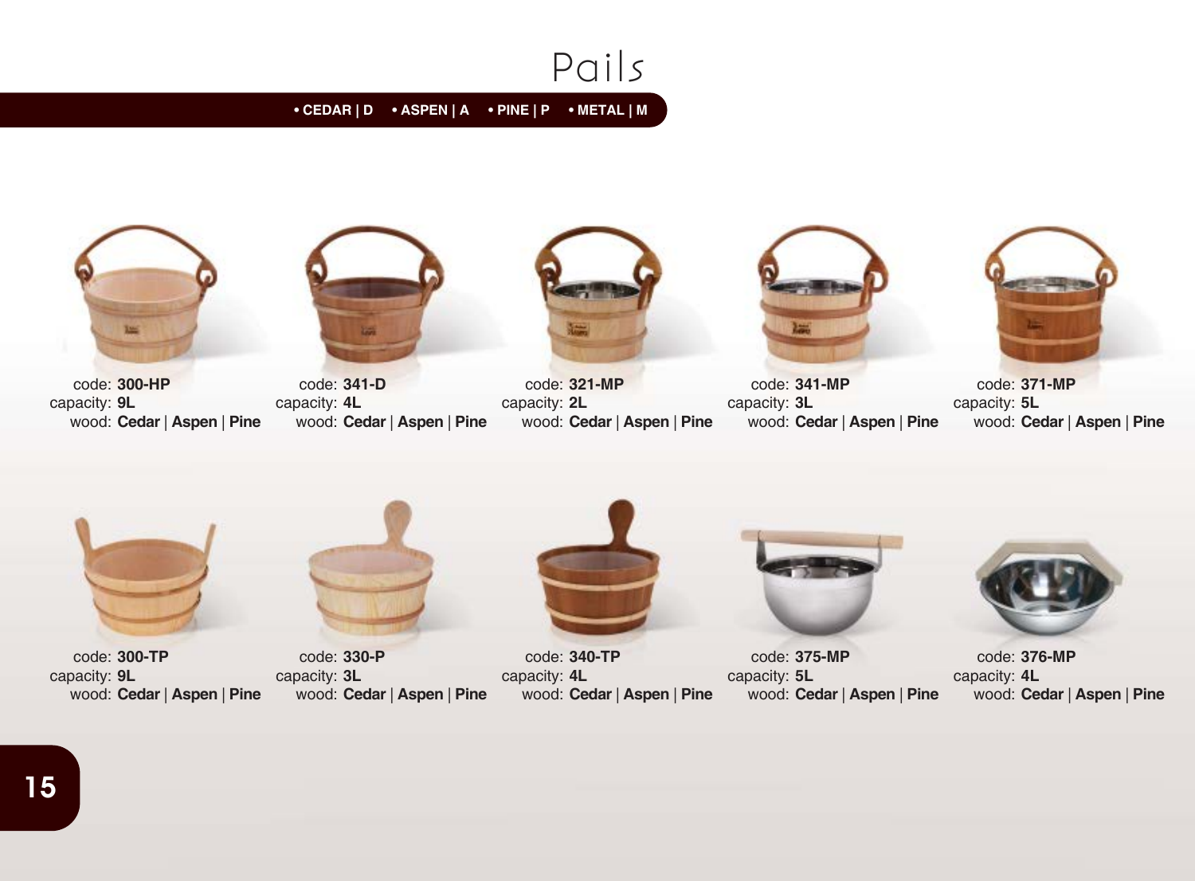# Pails

• CEDAR | D • ASPEN | A • PINE | P • METAL | M

code: **300-HP**
capacity: **9L**
wood: **Cedar** | **Aspen** | **Pine**

code: **341-D**
capacity: **4L**
wood: **Cedar** | **Aspen** | **Pine**

code: **321-MP**
capacity: **2L**
wood: **Cedar** | **Aspen** | **Pine**

code: **341-MP**
capacity: **3L**
wood: **Cedar** | **Aspen** | **Pine**

code: **371-MP**
capacity: **5L**
wood: **Cedar** | **Aspen** | **Pine**

code: **300-TP**
capacity: **9L**
wood: **Cedar** | **Aspen** | **Pine**

code: **330-P**
capacity: **3L**
wood: **Cedar** | **Aspen** | **Pine**

code: **340-TP**
capacity: **4L**
wood: **Cedar** | **Aspen** | **Pine**

code: **375-MP**
capacity: **5L**
wood: **Cedar** | **Aspen** | **Pine**

code: **376-MP**
capacity: **4L**
wood: **Cedar** | **Aspen** | **Pine**